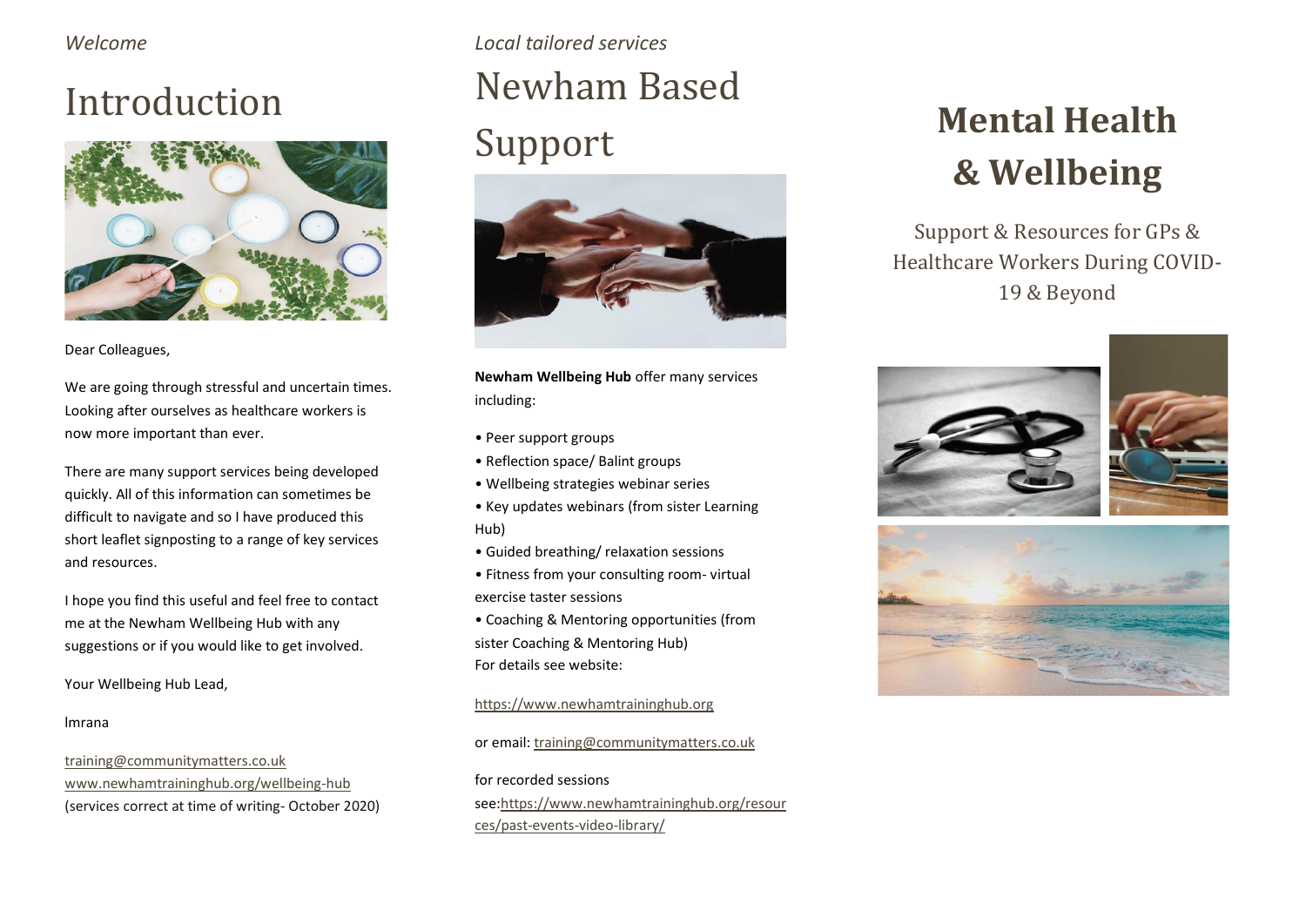*Welcome*

# Introduction

Dear Colleagues,

We are going through stressful and uncertain times. Looking after ourselves as healthcare workers is now more important than ever.

There are many support services being developed quickly. All of this information can sometimes be difficult to navigate and so I have produced this short leaflet signposting to a range of key services and resources.

I hope you find this useful and feel free to contact me at the Newham Wellbeing Hub with any suggestions or if you would like to get involved.

Your Wellbeing Hub Lead,

Imrana

training@communitymatters.co.uk
www.newhamtraininghub.org/wellbeing-hub
(services correct at time of writing- October 2020)

*Local tailored services*

# Newham Based Support

**Newham Wellbeing Hub** offer many services including:

- Peer support groups
- Reflection space/ Balint groups
- Wellbeing strategies webinar series
- Key updates webinars (from sister Learning Hub)
- Guided breathing/ relaxation sessions
- Fitness from your consulting room- virtual exercise taster sessions
- Coaching & Mentoring opportunities (from sister Coaching & Mentoring Hub)

For details see website:

https://www.newhamtraininghub.org

or email: training@communitymatters.co.uk

for recorded sessions see:https://www.newhamtraininghub.org/resources/past-events-video-library/

# Mental Health & Wellbeing

Support & Resources for GPs & Healthcare Workers During COVID-19 & Beyond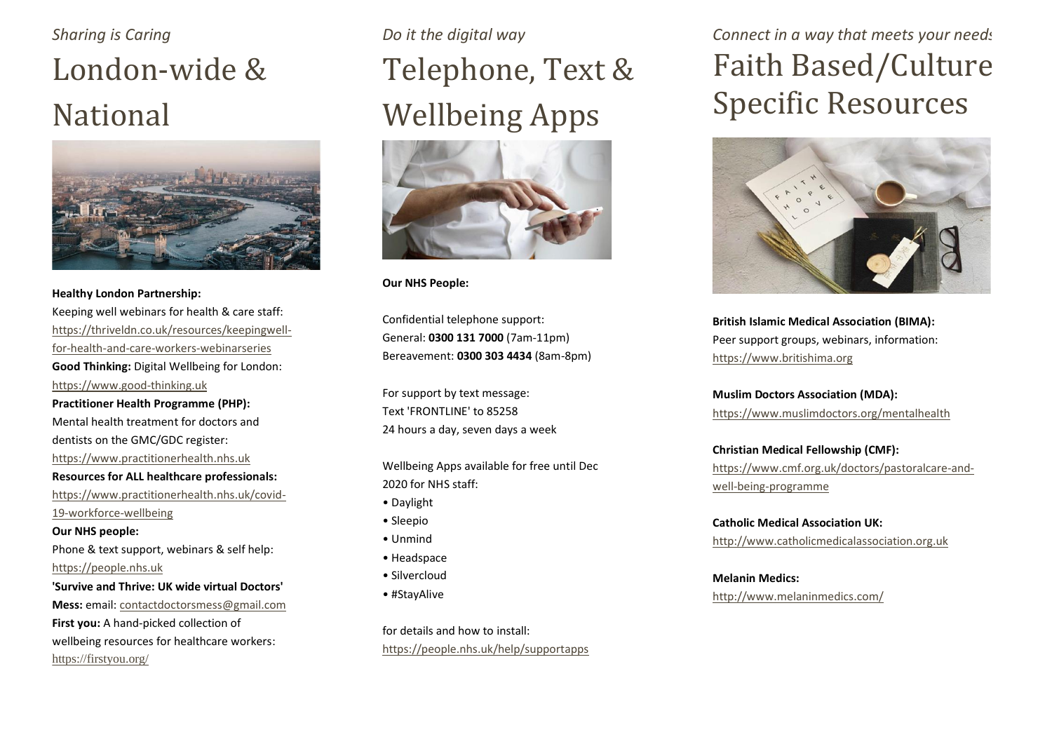*Sharing is Caring*

# London-wide & National

**Healthy London Partnership:**
Keeping well webinars for health & care staff:
https://thriveldn.co.uk/resources/keepingwell-for-health-and-care-workers-webinarseries
**Good Thinking:** Digital Wellbeing for London:
https://www.good-thinking.uk
**Practitioner Health Programme (PHP):**
Mental health treatment for doctors and dentists on the GMC/GDC register:
https://www.practitionerhealth.nhs.uk
**Resources for ALL healthcare professionals:**
https://www.practitionerhealth.nhs.uk/covid-19-workforce-wellbeing
**Our NHS people:**
Phone & text support, webinars & self help:
https://people.nhs.uk
**'Survive and Thrive: UK wide virtual Doctors' Mess:** email: contactdoctorsmess@gmail.com
**First you:** A hand-picked collection of wellbeing resources for healthcare workers:
https://firstyou.org/

*Do it the digital way*

# Telephone, Text & Wellbeing Apps

**Our NHS People:**

Confidential telephone support:
General: **0300 131 7000** (7am-11pm)
Bereavement: **0300 303 4434** (8am-8pm)

For support by text message:
Text 'FRONTLINE' to 85258
24 hours a day, seven days a week

Wellbeing Apps available for free until Dec 2020 for NHS staff:

- Daylight
- Sleepio
- Unmind
- Headspace
- Silvercloud
- #StayAlive

for details and how to install:
https://people.nhs.uk/help/supportapps

*Connect in a way that meets your needs*

# Faith Based/Culture Specific Resources

**British Islamic Medical Association (BIMA):**
Peer support groups, webinars, information:
https://www.britishima.org

**Muslim Doctors Association (MDA):**
https://www.muslimdoctors.org/mentalhealth

**Christian Medical Fellowship (CMF):**
https://www.cmf.org.uk/doctors/pastoralcare-and-well-being-programme

**Catholic Medical Association UK:**
http://www.catholicmedicalassociation.org.uk

**Melanin Medics:**
http://www.melaninmedics.com/